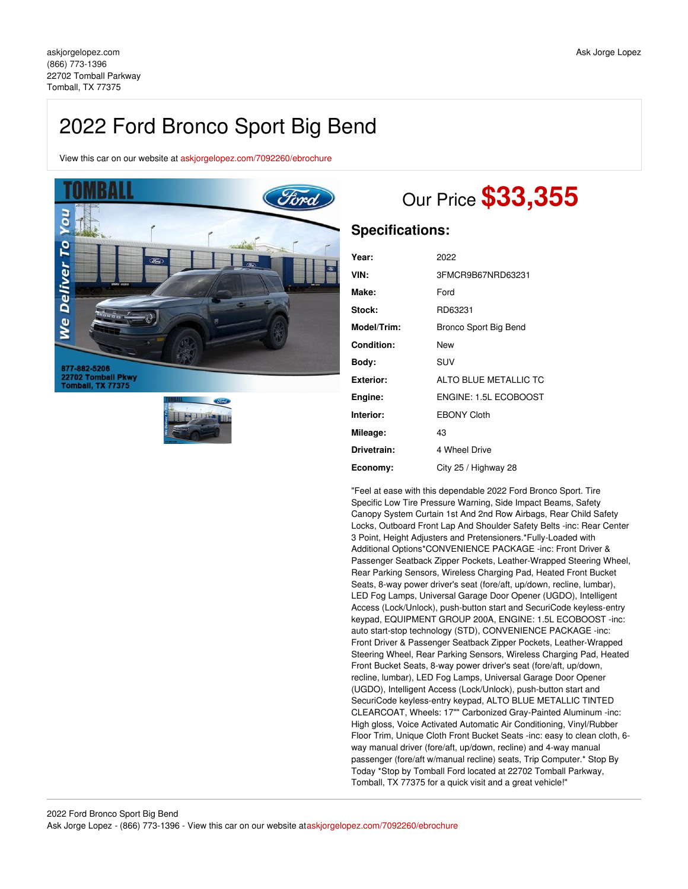askjorgelopez.com
(866) 773-1396
22702 Tomball Parkway
Tomball, TX 77375

Ask Jorge Lopez

# 2022 Ford Bronco Sport Big Bend

View this car on our website at askjorgelopez.com/7092260/ebrochure

## Our Price **$33,355**

### Specifications:

| | |
|---|---|
| **Year:** | 2022 |
| **VIN:** | 3FMCR9B67NRD63231 |
| **Make:** | Ford |
| **Stock:** | RD63231 |
| **Model/Trim:** | Bronco Sport Big Bend |
| **Condition:** | New |
| **Body:** | SUV |
| **Exterior:** | ALTO BLUE METALLIC TC |
| **Engine:** | ENGINE: 1.5L ECOBOOST |
| **Interior:** | EBONY Cloth |
| **Mileage:** | 43 |
| **Drivetrain:** | 4 Wheel Drive |
| **Economy:** | City 25 / Highway 28 |

"Feel at ease with this dependable 2022 Ford Bronco Sport. Tire Specific Low Tire Pressure Warning, Side Impact Beams, Safety Canopy System Curtain 1st And 2nd Row Airbags, Rear Child Safety Locks, Outboard Front Lap And Shoulder Safety Belts -inc: Rear Center 3 Point, Height Adjusters and Pretensioners.*Fully-Loaded with Additional Options*CONVENIENCE PACKAGE -inc: Front Driver & Passenger Seatback Zipper Pockets, Leather-Wrapped Steering Wheel, Rear Parking Sensors, Wireless Charging Pad, Heated Front Bucket Seats, 8-way power driver's seat (fore/aft, up/down, recline, lumbar), LED Fog Lamps, Universal Garage Door Opener (UGDO), Intelligent Access (Lock/Unlock), push-button start and SecuriCode keyless-entry keypad, EQUIPMENT GROUP 200A, ENGINE: 1.5L ECOBOOST -inc: auto start-stop technology (STD), CONVENIENCE PACKAGE -inc: Front Driver & Passenger Seatback Zipper Pockets, Leather-Wrapped Steering Wheel, Rear Parking Sensors, Wireless Charging Pad, Heated Front Bucket Seats, 8-way power driver's seat (fore/aft, up/down, recline, lumbar), LED Fog Lamps, Universal Garage Door Opener (UGDO), Intelligent Access (Lock/Unlock), push-button start and SecuriCode keyless-entry keypad, ALTO BLUE METALLIC TINTED CLEARCOAT, Wheels: 17"" Carbonized Gray-Painted Aluminum -inc: High gloss, Voice Activated Automatic Air Conditioning, Vinyl/Rubber Floor Trim, Unique Cloth Front Bucket Seats -inc: easy to clean cloth, 6-way manual driver (fore/aft, up/down, recline) and 4-way manual passenger (fore/aft w/manual recline) seats, Trip Computer.* Stop By Today *Stop by Tomball Ford located at 22702 Tomball Parkway, Tomball, TX 77375 for a quick visit and a great vehicle!"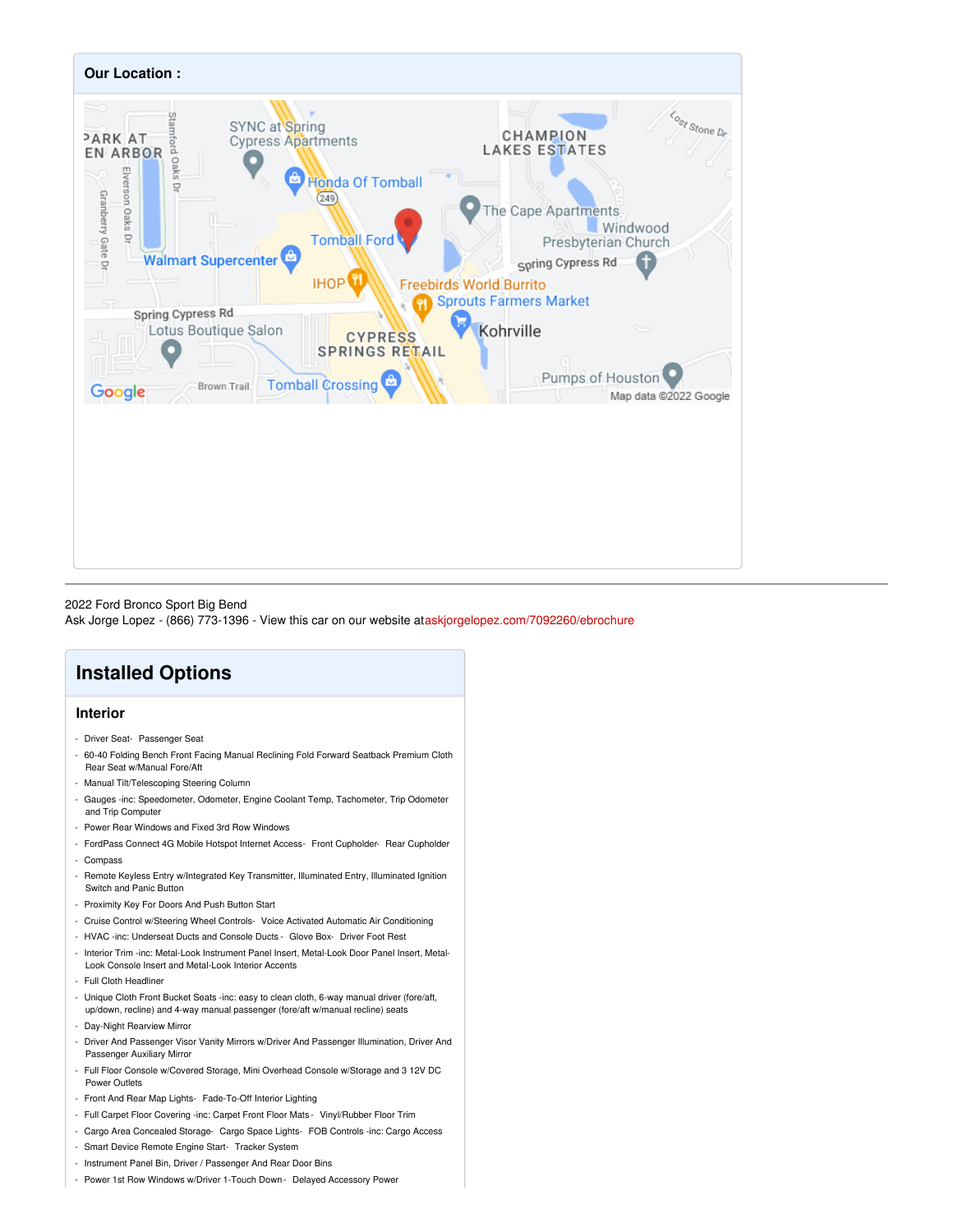## Our Location :

2022 Ford Bronco Sport Big Bend
Ask Jorge Lopez - (866) 773-1396 - View this car on our website at askjorgelopez.com/7092260/ebrochure

# Installed Options

### Interior

- Driver Seat- Passenger Seat
- 60-40 Folding Bench Front Facing Manual Reclining Fold Forward Seatback Premium Cloth Rear Seat w/Manual Fore/Aft
- Manual Tilt/Telescoping Steering Column
- Gauges -inc: Speedometer, Odometer, Engine Coolant Temp, Tachometer, Trip Odometer and Trip Computer
- Power Rear Windows and Fixed 3rd Row Windows
- FordPass Connect 4G Mobile Hotspot Internet Access- Front Cupholder- Rear Cupholder
- Compass
- Remote Keyless Entry w/Integrated Key Transmitter, Illuminated Entry, Illuminated Ignition Switch and Panic Button
- Proximity Key For Doors And Push Button Start
- Cruise Control w/Steering Wheel Controls- Voice Activated Automatic Air Conditioning
- HVAC -inc: Underseat Ducts and Console Ducts - Glove Box- Driver Foot Rest
- Interior Trim -inc: Metal-Look Instrument Panel Insert, Metal-Look Door Panel Insert, Metal-Look Console Insert and Metal-Look Interior Accents
- Full Cloth Headliner
- Unique Cloth Front Bucket Seats -inc: easy to clean cloth, 6-way manual driver (fore/aft, up/down, recline) and 4-way manual passenger (fore/aft w/manual recline) seats
- Day-Night Rearview Mirror
- Driver And Passenger Visor Vanity Mirrors w/Driver And Passenger Illumination, Driver And Passenger Auxiliary Mirror
- Full Floor Console w/Covered Storage, Mini Overhead Console w/Storage and 3 12V DC Power Outlets
- Front And Rear Map Lights- Fade-To-Off Interior Lighting
- Full Carpet Floor Covering -inc: Carpet Front Floor Mats - Vinyl/Rubber Floor Trim
- Cargo Area Concealed Storage- Cargo Space Lights- FOB Controls -inc: Cargo Access
- Smart Device Remote Engine Start- Tracker System
- Instrument Panel Bin, Driver / Passenger And Rear Door Bins
- Power 1st Row Windows w/Driver 1-Touch Down - Delayed Accessory Power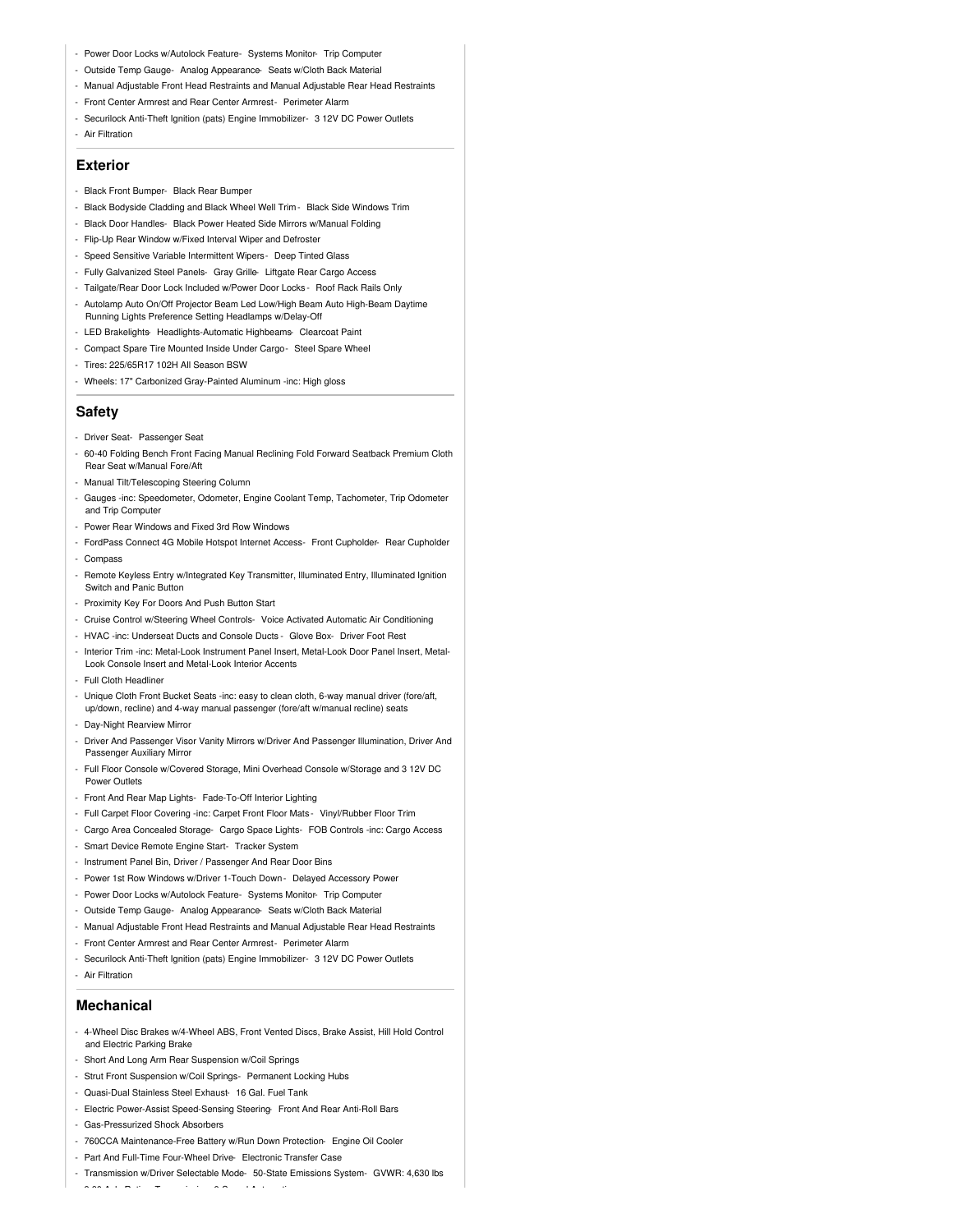- Power Door Locks w/Autolock Feature- Systems Monitor- Trip Computer
- Outside Temp Gauge- Analog Appearance- Seats w/Cloth Back Material
- Manual Adjustable Front Head Restraints and Manual Adjustable Rear Head Restraints
- Front Center Armrest and Rear Center Armrest - Perimeter Alarm
- Securilock Anti-Theft Ignition (pats) Engine Immobilizer- 3 12V DC Power Outlets
- Air Filtration

## Exterior

- Black Front Bumper- Black Rear Bumper
- Black Bodyside Cladding and Black Wheel Well Trim - Black Side Windows Trim
- Black Door Handles- Black Power Heated Side Mirrors w/Manual Folding
- Flip-Up Rear Window w/Fixed Interval Wiper and Defroster
- Speed Sensitive Variable Intermittent Wipers - Deep Tinted Glass
- Fully Galvanized Steel Panels- Gray Grille- Liftgate Rear Cargo Access
- Tailgate/Rear Door Lock Included w/Power Door Locks - Roof Rack Rails Only
- Autolamp Auto On/Off Projector Beam Led Low/High Beam Auto High-Beam Daytime Running Lights Preference Setting Headlamps w/Delay-Off
- LED Brakelights- Headlights-Automatic Highbeams- Clearcoat Paint
- Compact Spare Tire Mounted Inside Under Cargo - Steel Spare Wheel
- Tires: 225/65R17 102H All Season BSW
- Wheels: 17" Carbonized Gray-Painted Aluminum -inc: High gloss

## Safety

- Driver Seat- Passenger Seat
- 60-40 Folding Bench Front Facing Manual Reclining Fold Forward Seatback Premium Cloth Rear Seat w/Manual Fore/Aft
- Manual Tilt/Telescoping Steering Column
- Gauges -inc: Speedometer, Odometer, Engine Coolant Temp, Tachometer, Trip Odometer and Trip Computer
- Power Rear Windows and Fixed 3rd Row Windows
- FordPass Connect 4G Mobile Hotspot Internet Access- Front Cupholder- Rear Cupholder
- Compass
- Remote Keyless Entry w/Integrated Key Transmitter, Illuminated Entry, Illuminated Ignition Switch and Panic Button
- Proximity Key For Doors And Push Button Start
- Cruise Control w/Steering Wheel Controls- Voice Activated Automatic Air Conditioning
- HVAC -inc: Underseat Ducts and Console Ducts - Glove Box- Driver Foot Rest
- Interior Trim -inc: Metal-Look Instrument Panel Insert, Metal-Look Door Panel Insert, Metal-Look Console Insert and Metal-Look Interior Accents
- Full Cloth Headliner
- Unique Cloth Front Bucket Seats -inc: easy to clean cloth, 6-way manual driver (fore/aft, up/down, recline) and 4-way manual passenger (fore/aft w/manual recline) seats
- Day-Night Rearview Mirror
- Driver And Passenger Visor Vanity Mirrors w/Driver And Passenger Illumination, Driver And Passenger Auxiliary Mirror
- Full Floor Console w/Covered Storage, Mini Overhead Console w/Storage and 3 12V DC Power Outlets
- Front And Rear Map Lights- Fade-To-Off Interior Lighting
- Full Carpet Floor Covering -inc: Carpet Front Floor Mats - Vinyl/Rubber Floor Trim
- Cargo Area Concealed Storage- Cargo Space Lights- FOB Controls -inc: Cargo Access
- Smart Device Remote Engine Start- Tracker System
- Instrument Panel Bin, Driver / Passenger And Rear Door Bins
- Power 1st Row Windows w/Driver 1-Touch Down - Delayed Accessory Power
- Power Door Locks w/Autolock Feature- Systems Monitor- Trip Computer
- Outside Temp Gauge- Analog Appearance- Seats w/Cloth Back Material
- Manual Adjustable Front Head Restraints and Manual Adjustable Rear Head Restraints
- Front Center Armrest and Rear Center Armrest - Perimeter Alarm
- Securilock Anti-Theft Ignition (pats) Engine Immobilizer- 3 12V DC Power Outlets
- Air Filtration

## Mechanical

- 4-Wheel Disc Brakes w/4-Wheel ABS, Front Vented Discs, Brake Assist, Hill Hold Control and Electric Parking Brake
- Short And Long Arm Rear Suspension w/Coil Springs
- Strut Front Suspension w/Coil Springs- Permanent Locking Hubs
- Quasi-Dual Stainless Steel Exhaust- 16 Gal. Fuel Tank
- Electric Power-Assist Speed-Sensing Steering- Front And Rear Anti-Roll Bars
- Gas-Pressurized Shock Absorbers
- 760CCA Maintenance-Free Battery w/Run Down Protection- Engine Oil Cooler
- Part And Full-Time Four-Wheel Drive- Electronic Transfer Case
- Transmission w/Driver Selectable Mode- 50-State Emissions System- GVWR: 4,630 lbs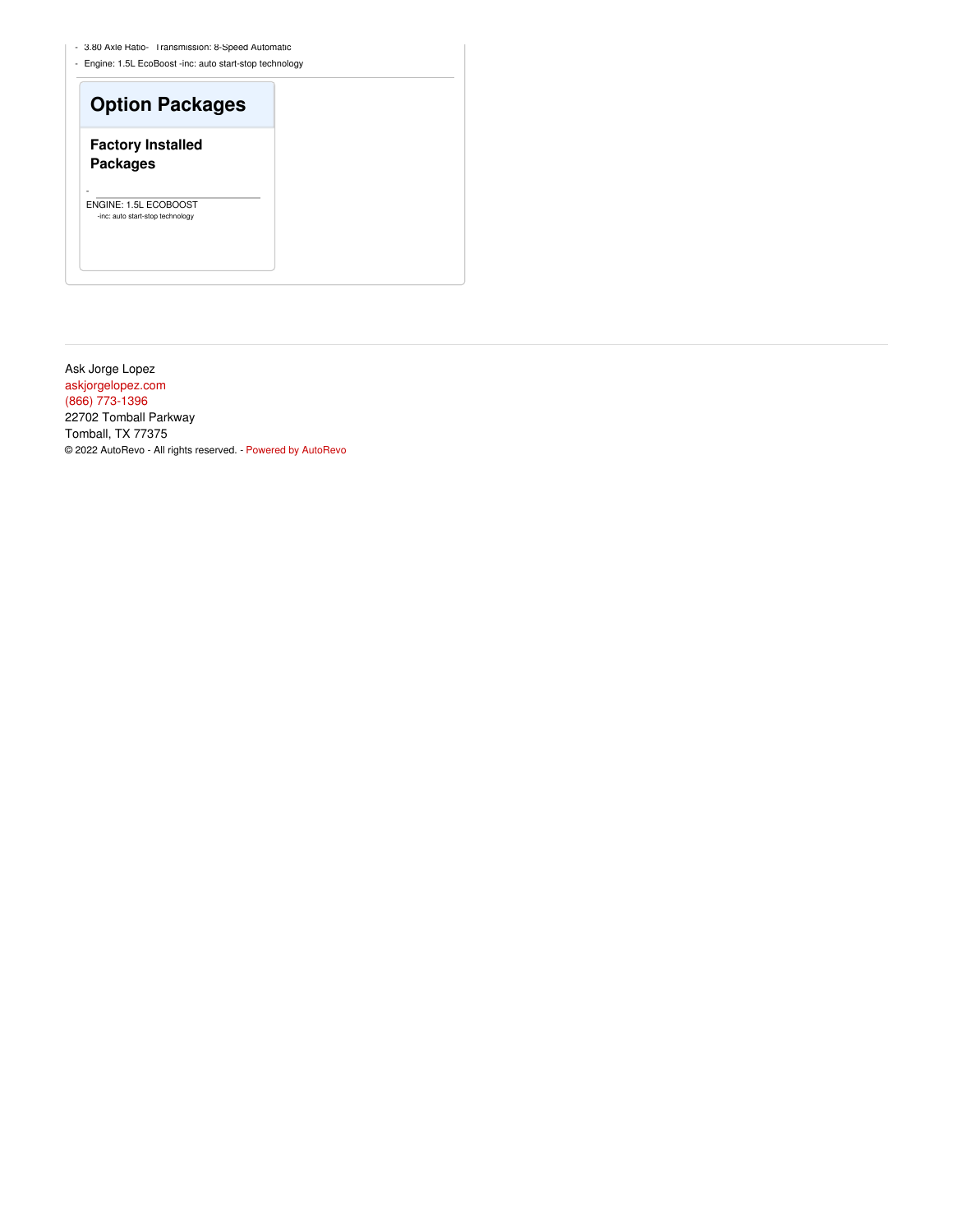- 3.80 Axle Ratio- Transmission: 8-Speed Automatic
- Engine: 1.5L EcoBoost -inc: auto start-stop technology

## Option Packages

### Factory Installed Packages

-

ENGINE: 1.5L ECOBOOST
-inc: auto start-stop technology

---

Ask Jorge Lopez
askjorgelopez.com
(866) 773-1396
22702 Tomball Parkway
Tomball, TX 77375
© 2022 AutoRevo - All rights reserved. - Powered by AutoRevo